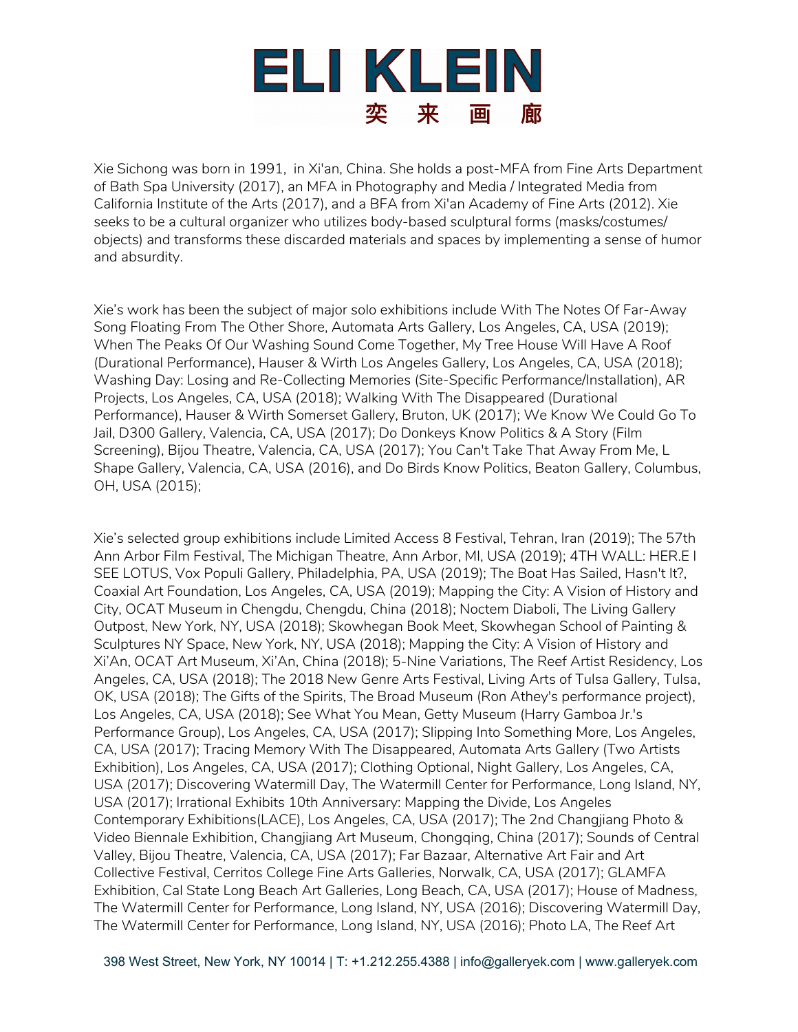# ELI KLEIN

## 奕 来 画 廊

Xie Sichong was born in 1991,  in Xi'an, China. She holds a post-MFA from Fine Arts Department of Bath Spa University (2017), an MFA in Photography and Media / Integrated Media from California Institute of the Arts (2017), and a BFA from Xi'an Academy of Fine Arts (2012). Xie seeks to be a cultural organizer who utilizes body-based sculptural forms (masks/costumes/ objects) and transforms these discarded materials and spaces by implementing a sense of humor and absurdity.

Xie's work has been the subject of major solo exhibitions include With The Notes Of Far-Away Song Floating From The Other Shore, Automata Arts Gallery, Los Angeles, CA, USA (2019); When The Peaks Of Our Washing Sound Come Together, My Tree House Will Have A Roof (Durational Performance), Hauser & Wirth Los Angeles Gallery, Los Angeles, CA, USA (2018); Washing Day: Losing and Re-Collecting Memories (Site-Specific Performance/Installation), AR Projects, Los Angeles, CA, USA (2018); Walking With The Disappeared (Durational Performance), Hauser & Wirth Somerset Gallery, Bruton, UK (2017); We Know We Could Go To Jail, D300 Gallery, Valencia, CA, USA (2017); Do Donkeys Know Politics & A Story (Film Screening), Bijou Theatre, Valencia, CA, USA (2017); You Can't Take That Away From Me, L Shape Gallery, Valencia, CA, USA (2016), and Do Birds Know Politics, Beaton Gallery, Columbus, OH, USA (2015);

Xie's selected group exhibitions include Limited Access 8 Festival, Tehran, Iran (2019); The 57th Ann Arbor Film Festival, The Michigan Theatre, Ann Arbor, MI, USA (2019); 4TH WALL: HER.E I SEE LOTUS, Vox Populi Gallery, Philadelphia, PA, USA (2019); The Boat Has Sailed, Hasn't It?, Coaxial Art Foundation, Los Angeles, CA, USA (2019); Mapping the City: A Vision of History and City, OCAT Museum in Chengdu, Chengdu, China (2018); Noctem Diaboli, The Living Gallery Outpost, New York, NY, USA (2018); Skowhegan Book Meet, Skowhegan School of Painting & Sculptures NY Space, New York, NY, USA (2018); Mapping the City: A Vision of History and Xi'An, OCAT Art Museum, Xi'An, China (2018); 5-Nine Variations, The Reef Artist Residency, Los Angeles, CA, USA (2018); The 2018 New Genre Arts Festival, Living Arts of Tulsa Gallery, Tulsa, OK, USA (2018); The Gifts of the Spirits, The Broad Museum (Ron Athey's performance project), Los Angeles, CA, USA (2018); See What You Mean, Getty Museum (Harry Gamboa Jr.'s Performance Group), Los Angeles, CA, USA (2017); Slipping Into Something More, Los Angeles, CA, USA (2017); Tracing Memory With The Disappeared, Automata Arts Gallery (Two Artists Exhibition), Los Angeles, CA, USA (2017); Clothing Optional, Night Gallery, Los Angeles, CA, USA (2017); Discovering Watermill Day, The Watermill Center for Performance, Long Island, NY, USA (2017); Irrational Exhibits 10th Anniversary: Mapping the Divide, Los Angeles Contemporary Exhibitions(LACE), Los Angeles, CA, USA (2017); The 2nd Changjiang Photo & Video Biennale Exhibition, Changjiang Art Museum, Chongqing, China (2017); Sounds of Central Valley, Bijou Theatre, Valencia, CA, USA (2017); Far Bazaar, Alternative Art Fair and Art Collective Festival, Cerritos College Fine Arts Galleries, Norwalk, CA, USA (2017); GLAMFA Exhibition, Cal State Long Beach Art Galleries, Long Beach, CA, USA (2017); House of Madness, The Watermill Center for Performance, Long Island, NY, USA (2016); Discovering Watermill Day, The Watermill Center for Performance, Long Island, NY, USA (2016); Photo LA, The Reef Art

398 West Street, New York, NY 10014 | T: +1.212.255.4388 | info@galleryek.com | www.galleryek.com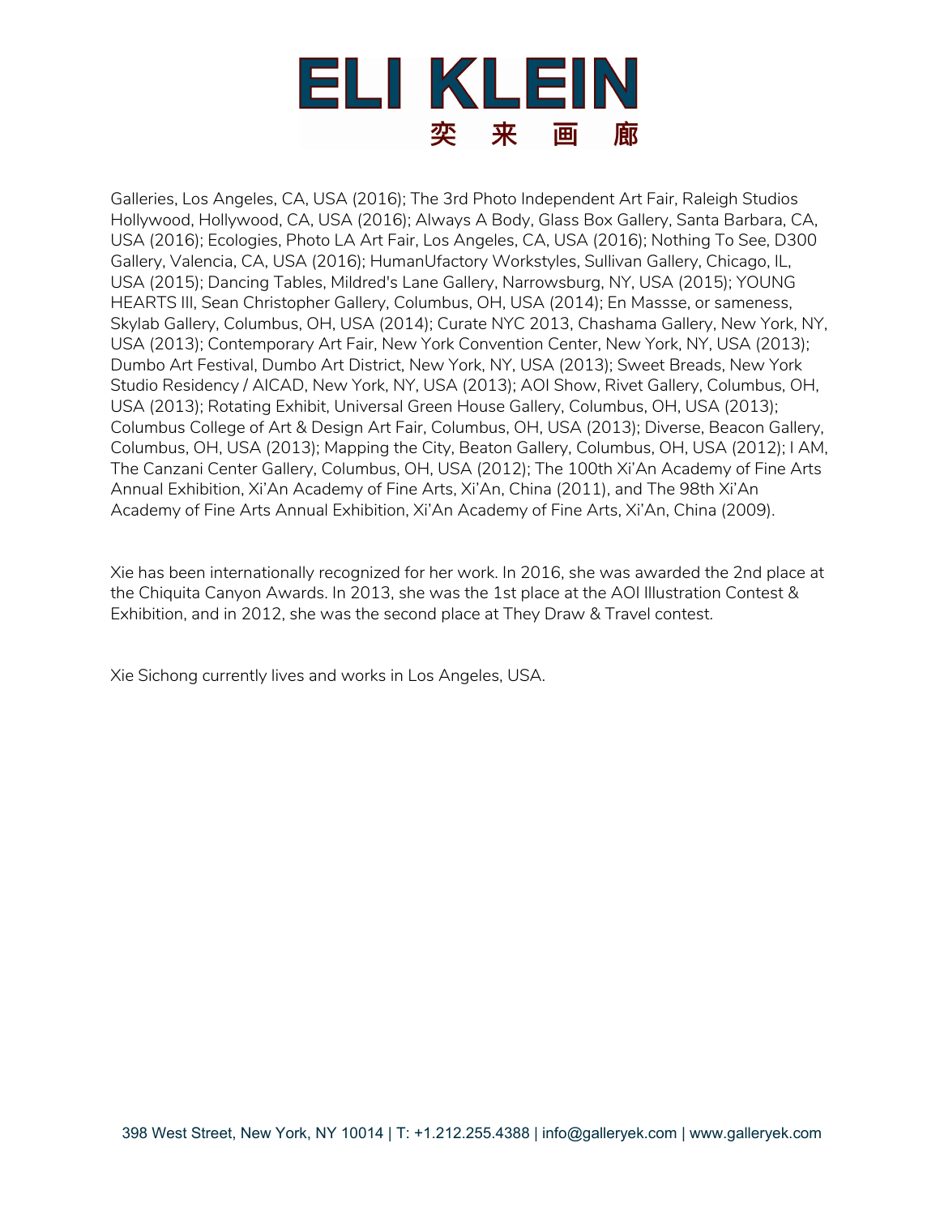Galleries, Los Angeles, CA, USA (2016); The 3rd Photo Independent Art Fair, Raleigh Studios Hollywood, Hollywood, CA, USA (2016); Always A Body, Glass Box Gallery, Santa Barbara, CA, USA (2016); Ecologies, Photo LA Art Fair, Los Angeles, CA, USA (2016); Nothing To See, D300 Gallery, Valencia, CA, USA (2016); HumanUfactory Workstyles, Sullivan Gallery, Chicago, IL, USA (2015); Dancing Tables, Mildred's Lane Gallery, Narrowsburg, NY, USA (2015); YOUNG HEARTS III, Sean Christopher Gallery, Columbus, OH, USA (2014); En Massse, or sameness, Skylab Gallery, Columbus, OH, USA (2014); Curate NYC 2013, Chashama Gallery, New York, NY, USA (2013); Contemporary Art Fair, New York Convention Center, New York, NY, USA (2013); Dumbo Art Festival, Dumbo Art District, New York, NY, USA (2013); Sweet Breads, New York Studio Residency / AICAD, New York, NY, USA (2013); AOI Show, Rivet Gallery, Columbus, OH, USA (2013); Rotating Exhibit, Universal Green House Gallery, Columbus, OH, USA (2013); Columbus College of Art & Design Art Fair, Columbus, OH, USA (2013); Diverse, Beacon Gallery, Columbus, OH, USA (2013); Mapping the City, Beaton Gallery, Columbus, OH, USA (2012); I AM, The Canzani Center Gallery, Columbus, OH, USA (2012); The 100th Xi'An Academy of Fine Arts Annual Exhibition, Xi'An Academy of Fine Arts, Xi'An, China (2011), and The 98th Xi'An Academy of Fine Arts Annual Exhibition, Xi'An Academy of Fine Arts, Xi'An, China (2009).

Xie has been internationally recognized for her work. In 2016, she was awarded the 2nd place at the Chiquita Canyon Awards. In 2013, she was the 1st place at the AOI Illustration Contest & Exhibition, and in 2012, she was the second place at They Draw & Travel contest.

Xie Sichong currently lives and works in Los Angeles, USA.